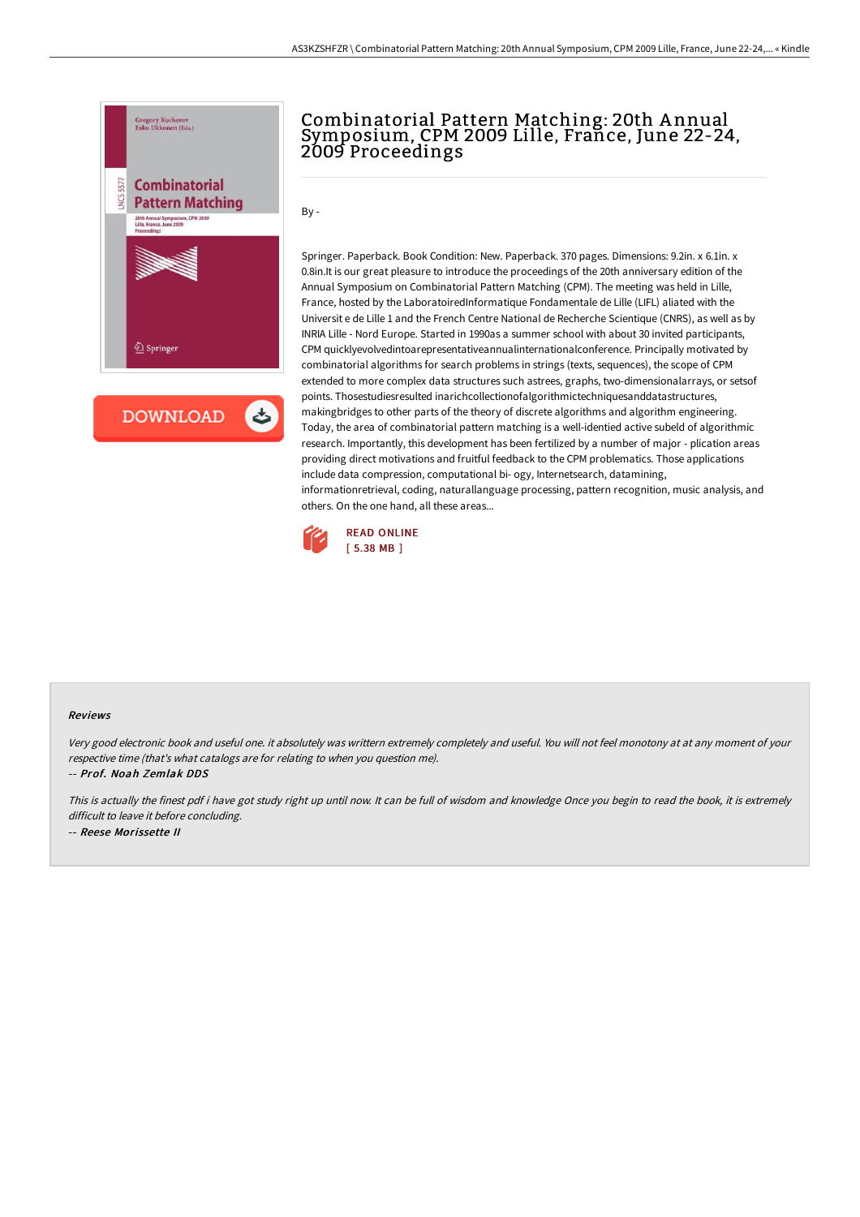# Combinatorial Pattern Matching: 20th Annual Symposium, CPM 2009 Lille, France, June 22-24, 2009 Proceedings

By -

Springer. Paperback. Book Condition: New. Paperback. 370 pages. Dimensions: 9.2in. x 6.1in. x 0.8in.It is our great pleasure to introduce the proceedings of the 20th anniversary edition of the Annual Symposium on Combinatorial Pattern Matching (CPM). The meeting was held in Lille, France, hosted by the LaboratoiredInformatique Fondamentale de Lille (LIFL) aliated with the Universit e de Lille 1 and the French Centre National de Recherche Scientique (CNRS), as well as by INRIA Lille - Nord Europe. Started in 1990as a summer school with about 30 invited participants, CPM quicklyevolvedintoarepresentativeannualinternationalconference. Principally motivated by combinatorial algorithms for search problems in strings (texts, sequences), the scope of CPM extended to more complex data structures such astrees, graphs, two-dimensionalarrays, or setsof points. Thosestudiesresulted inarichcollectionofalgorithmictechniquesanddatastructures, makingbridges to other parts of the theory of discrete algorithms and algorithm engineering. Today, the area of combinatorial pattern matching is a well-identied active subeld of algorithmic research. Importantly, this development has been fertilized by a number of major - plication areas providing direct motivations and fruitful feedback to the CPM problematics. Those applications include data compression, computational bi- ogy, Internetsearch, datamining, informationretrieval, coding, naturallanguage processing, pattern recognition, music analysis, and others. On the one hand, all these areas...

READ ONLINE
[ 5.38 MB ]

### Reviews

*Very good electronic book and useful one. it absolutely was writtern extremely completely and useful. You will not feel monotony at at any moment of your respective time (that's what catalogs are for relating to when you question me).*

-- *Prof. Noah Zemlak DDS*

*This is actually the finest pdf i have got study right up until now. It can be full of wisdom and knowledge Once you begin to read the book, it is extremely difficult to leave it before concluding.*

-- *Reese Morissette II*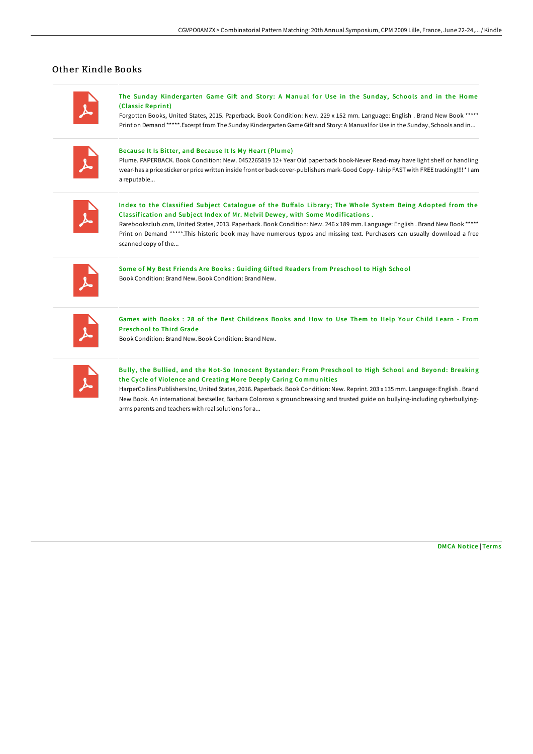## Other Kindle Books

**The Sunday Kindergarten Game Gift and Story: A Manual for Use in the Sunday, Schools and in the Home (Classic Reprint)**

Forgotten Books, United States, 2015. Paperback. Book Condition: New. 229 x 152 mm. Language: English . Brand New Book ***** Print on Demand *****.Excerpt from The Sunday Kindergarten Game Gift and Story: A Manual for Use in the Sunday, Schools and in...

**Because It Is Bitter, and Because It Is My Heart (Plume)**

Plume. PAPERBACK. Book Condition: New. 0452265819 12+ Year Old paperback book-Never Read-may have light shelf or handling wear-has a price sticker or price written inside front or back cover-publishers mark-Good Copy- I ship FAST with FREE tracking!!!! * I am a reputable...

**Index to the Classified Subject Catalogue of the Buffalo Library; The Whole System Being Adopted from the Classification and Subject Index of Mr. Melvil Dewey, with Some Modifications .**

Rarebooksclub.com, United States, 2013. Paperback. Book Condition: New. 246 x 189 mm. Language: English . Brand New Book ***** Print on Demand *****.This historic book may have numerous typos and missing text. Purchasers can usually download a free scanned copy of the...

**Some of My Best Friends Are Books : Guiding Gifted Readers from Preschool to High School**

Book Condition: Brand New. Book Condition: Brand New.

**Games with Books : 28 of the Best Childrens Books and How to Use Them to Help Your Child Learn - From Preschool to Third Grade**

Book Condition: Brand New. Book Condition: Brand New.

**Bully, the Bullied, and the Not-So Innocent Bystander: From Preschool to High School and Beyond: Breaking the Cycle of Violence and Creating More Deeply Caring Communities**

HarperCollins Publishers Inc, United States, 2016. Paperback. Book Condition: New. Reprint. 203 x 135 mm. Language: English . Brand New Book. An international bestseller, Barbara Coloroso s groundbreaking and trusted guide on bullying-including cyberbullying-arms parents and teachers with real solutions for a...

DMCA Notice | Terms